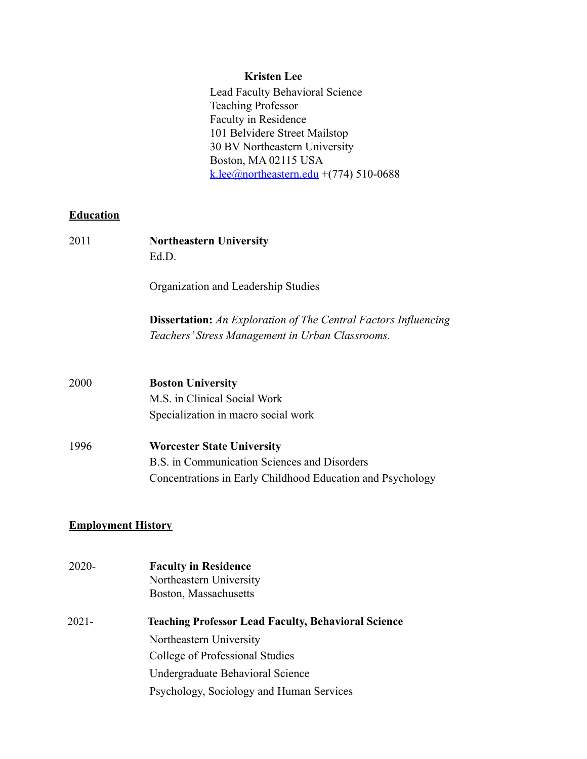**Kristen Lee**

Lead Faculty Behavioral Science
Teaching Professor
Faculty in Residence
101 Belvidere Street Mailstop
30 BV Northeastern University
Boston, MA 02115 USA
k.lee@northeastern.edu +(774) 510-0688

## Education

2011 **Northeastern University**
Ed.D.

Organization and Leadership Studies

**Dissertation:** *An Exploration of The Central Factors Influencing Teachers' Stress Management in Urban Classrooms.*

2000 **Boston University**
M.S. in Clinical Social Work
Specialization in macro social work

1996 **Worcester State University**
B.S. in Communication Sciences and Disorders
Concentrations in Early Childhood Education and Psychology

## Employment History

2020- **Faculty in Residence**
Northeastern University
Boston, Massachusetts

2021- **Teaching Professor Lead Faculty, Behavioral Science**
Northeastern University
College of Professional Studies
Undergraduate Behavioral Science
Psychology, Sociology and Human Services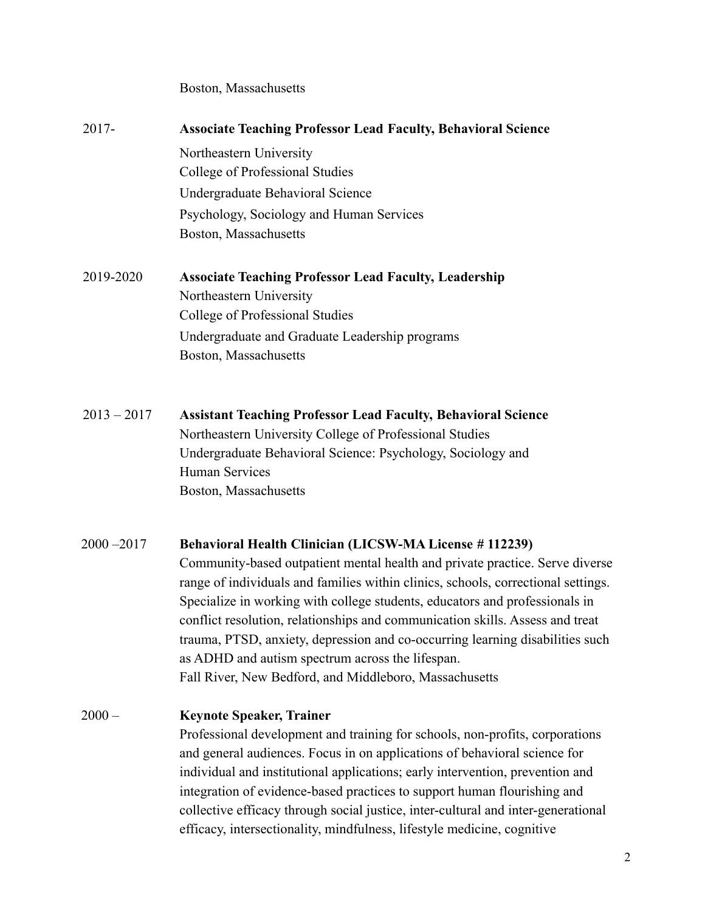Boston, Massachusetts

2017- **Associate Teaching Professor Lead Faculty, Behavioral Science**
Northeastern University
College of Professional Studies
Undergraduate Behavioral Science
Psychology, Sociology and Human Services
Boston, Massachusetts

2019-2020 **Associate Teaching Professor Lead Faculty, Leadership**
Northeastern University
College of Professional Studies
Undergraduate and Graduate Leadership programs
Boston, Massachusetts

2013 – 2017 **Assistant Teaching Professor Lead Faculty, Behavioral Science**
Northeastern University College of Professional Studies
Undergraduate Behavioral Science: Psychology, Sociology and Human Services
Boston, Massachusetts

2000 –2017 **Behavioral Health Clinician (LICSW-MA License # 112239)**
Community-based outpatient mental health and private practice. Serve diverse range of individuals and families within clinics, schools, correctional settings. Specialize in working with college students, educators and professionals in conflict resolution, relationships and communication skills. Assess and treat trauma, PTSD, anxiety, depression and co-occurring learning disabilities such as ADHD and autism spectrum across the lifespan.
Fall River, New Bedford, and Middleboro, Massachusetts

2000 – **Keynote Speaker, Trainer**
Professional development and training for schools, non-profits, corporations and general audiences. Focus in on applications of behavioral science for individual and institutional applications; early intervention, prevention and integration of evidence-based practices to support human flourishing and collective efficacy through social justice, inter-cultural and inter-generational efficacy, intersectionality, mindfulness, lifestyle medicine, cognitive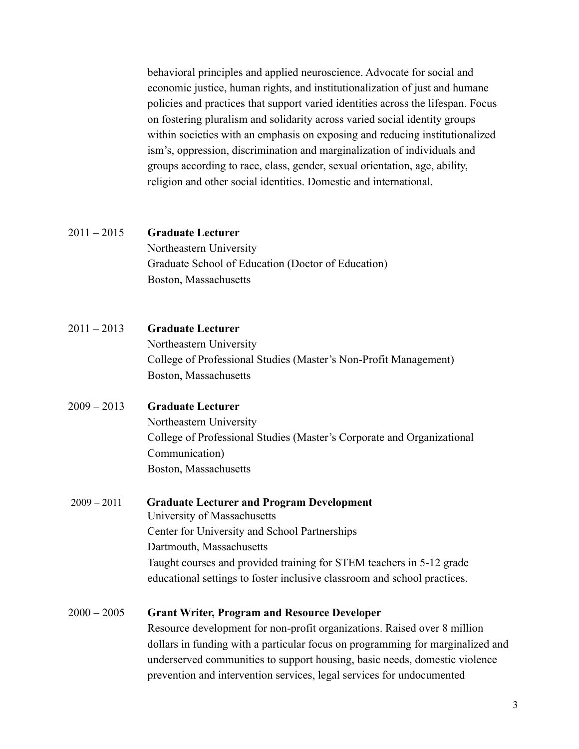behavioral principles and applied neuroscience. Advocate for social and economic justice, human rights, and institutionalization of just and humane policies and practices that support varied identities across the lifespan. Focus on fostering pluralism and solidarity across varied social identity groups within societies with an emphasis on exposing and reducing institutionalized ism's, oppression, discrimination and marginalization of individuals and groups according to race, class, gender, sexual orientation, age, ability, religion and other social identities. Domestic and international.

2011 – 2015 **Graduate Lecturer**
Northeastern University
Graduate School of Education (Doctor of Education)
Boston, Massachusetts

2011 – 2013 **Graduate Lecturer**
Northeastern University
College of Professional Studies (Master's Non-Profit Management)
Boston, Massachusetts

2009 – 2013 **Graduate Lecturer**
Northeastern University
College of Professional Studies (Master's Corporate and Organizational Communication)
Boston, Massachusetts

2009 – 2011 **Graduate Lecturer and Program Development**
University of Massachusetts
Center for University and School Partnerships
Dartmouth, Massachusetts
Taught courses and provided training for STEM teachers in 5-12 grade educational settings to foster inclusive classroom and school practices.

2000 – 2005 **Grant Writer, Program and Resource Developer**
Resource development for non-profit organizations. Raised over 8 million dollars in funding with a particular focus on programming for marginalized and underserved communities to support housing, basic needs, domestic violence prevention and intervention services, legal services for undocumented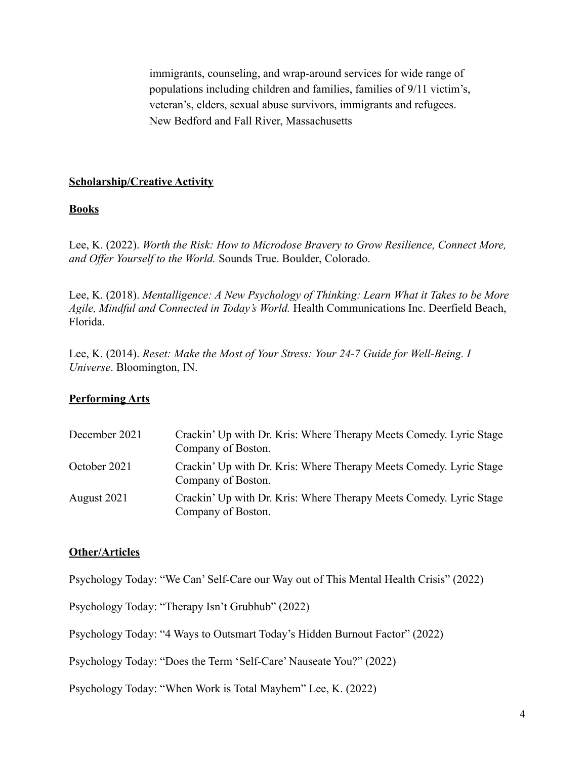immigrants, counseling, and wrap-around services for wide range of populations including children and families, families of 9/11 victim's, veteran's, elders, sexual abuse survivors, immigrants and refugees. New Bedford and Fall River, Massachusetts

**Scholarship/Creative Activity**

**Books**

Lee, K. (2022). *Worth the Risk: How to Microdose Bravery to Grow Resilience, Connect More, and Offer Yourself to the World.* Sounds True. Boulder, Colorado.

Lee, K. (2018). *Mentalligence: A New Psychology of Thinking: Learn What it Takes to be More Agile, Mindful and Connected in Today's World.* Health Communications Inc. Deerfield Beach, Florida.

Lee, K. (2014). *Reset: Make the Most of Your Stress: Your 24-7 Guide for Well-Being. I Universe*. Bloomington, IN.

**Performing Arts**

| | |
|---|---|
| December 2021 | Crackin' Up with Dr. Kris: Where Therapy Meets Comedy. Lyric Stage Company of Boston. |
| October 2021 | Crackin' Up with Dr. Kris: Where Therapy Meets Comedy. Lyric Stage Company of Boston. |
| August 2021 | Crackin' Up with Dr. Kris: Where Therapy Meets Comedy. Lyric Stage Company of Boston. |

**Other/Articles**

Psychology Today: "We Can' Self-Care our Way out of This Mental Health Crisis" (2022)

Psychology Today: "Therapy Isn't Grubhub" (2022)

Psychology Today: "4 Ways to Outsmart Today's Hidden Burnout Factor" (2022)

Psychology Today: "Does the Term 'Self-Care' Nauseate You?" (2022)

Psychology Today: "When Work is Total Mayhem" Lee, K. (2022)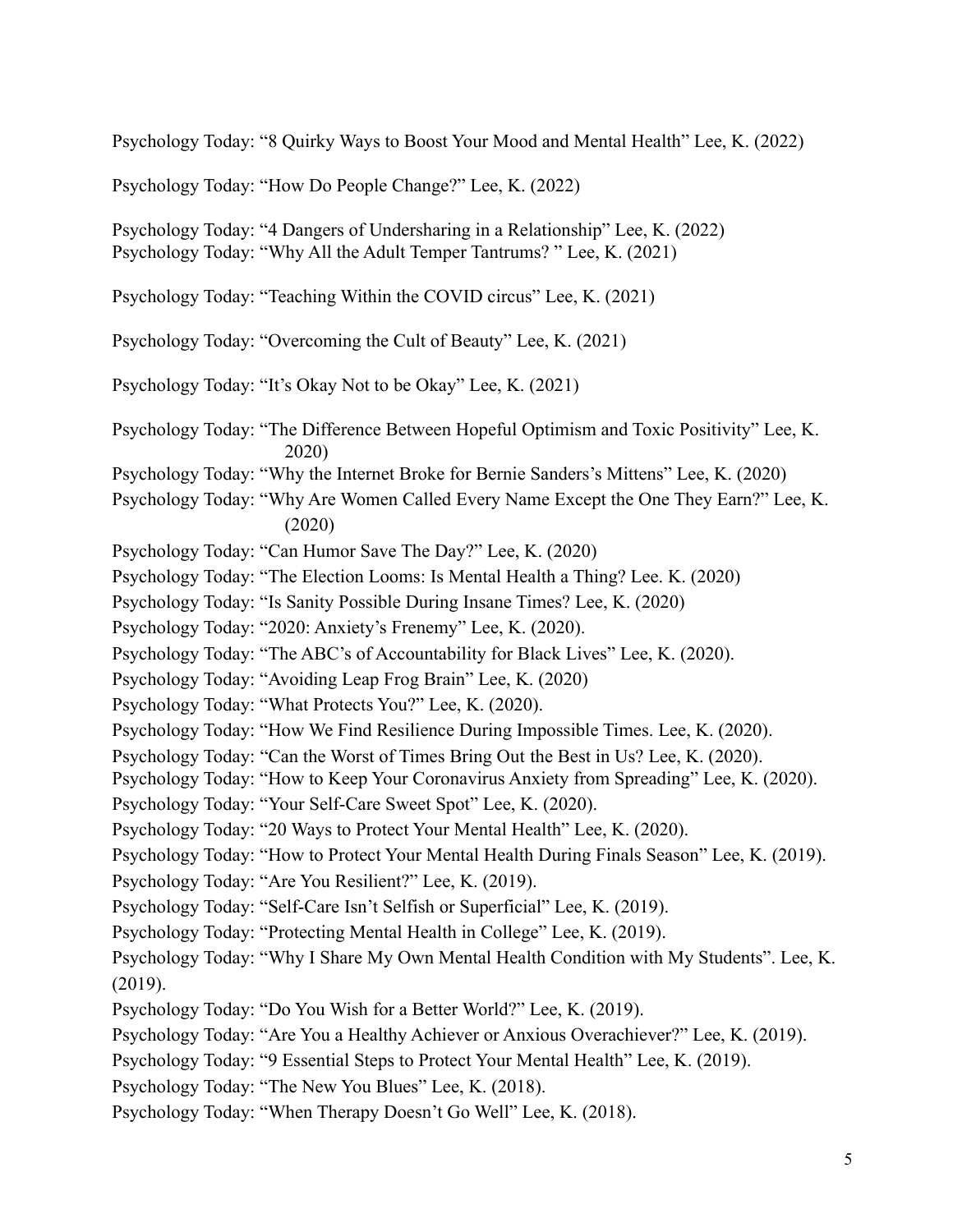Psychology Today: “8 Quirky Ways to Boost Your Mood and Mental Health” Lee, K. (2022)

Psychology Today: “How Do People Change?” Lee, K. (2022)

Psychology Today: “4 Dangers of Undersharing in a Relationship” Lee, K. (2022)
Psychology Today: “Why All the Adult Temper Tantrums? ” Lee, K. (2021)

Psychology Today: “Teaching Within the COVID circus” Lee, K. (2021)

Psychology Today: “Overcoming the Cult of Beauty” Lee, K. (2021)

Psychology Today: “It’s Okay Not to be Okay” Lee, K. (2021)

Psychology Today: “The Difference Between Hopeful Optimism and Toxic Positivity” Lee, K. 2020)
Psychology Today: “Why the Internet Broke for Bernie Sanders’s Mittens” Lee, K. (2020)
Psychology Today: “Why Are Women Called Every Name Except the One They Earn?” Lee, K. (2020)
Psychology Today: “Can Humor Save The Day?” Lee, K. (2020)
Psychology Today: “The Election Looms: Is Mental Health a Thing? Lee. K. (2020)
Psychology Today: “Is Sanity Possible During Insane Times? Lee, K. (2020)
Psychology Today: “2020: Anxiety’s Frenemy” Lee, K. (2020).
Psychology Today: “The ABC’s of Accountability for Black Lives” Lee, K. (2020).
Psychology Today: “Avoiding Leap Frog Brain” Lee, K. (2020)
Psychology Today: “What Protects You?” Lee, K. (2020).
Psychology Today: “How We Find Resilience During Impossible Times. Lee, K. (2020).
Psychology Today: “Can the Worst of Times Bring Out the Best in Us? Lee, K. (2020).
Psychology Today: “How to Keep Your Coronavirus Anxiety from Spreading” Lee, K. (2020).
Psychology Today: “Your Self-Care Sweet Spot” Lee, K. (2020).
Psychology Today: “20 Ways to Protect Your Mental Health” Lee, K. (2020).
Psychology Today: “How to Protect Your Mental Health During Finals Season” Lee, K. (2019).
Psychology Today: “Are You Resilient?” Lee, K. (2019).
Psychology Today: “Self-Care Isn’t Selfish or Superficial” Lee, K. (2019).
Psychology Today: “Protecting Mental Health in College” Lee, K. (2019).
Psychology Today: “Why I Share My Own Mental Health Condition with My Students”. Lee, K. (2019).
Psychology Today: “Do You Wish for a Better World?” Lee, K. (2019).
Psychology Today: “Are You a Healthy Achiever or Anxious Overachiever?” Lee, K. (2019).
Psychology Today: “9 Essential Steps to Protect Your Mental Health” Lee, K. (2019).
Psychology Today: “The New You Blues” Lee, K. (2018).
Psychology Today: “When Therapy Doesn’t Go Well” Lee, K. (2018).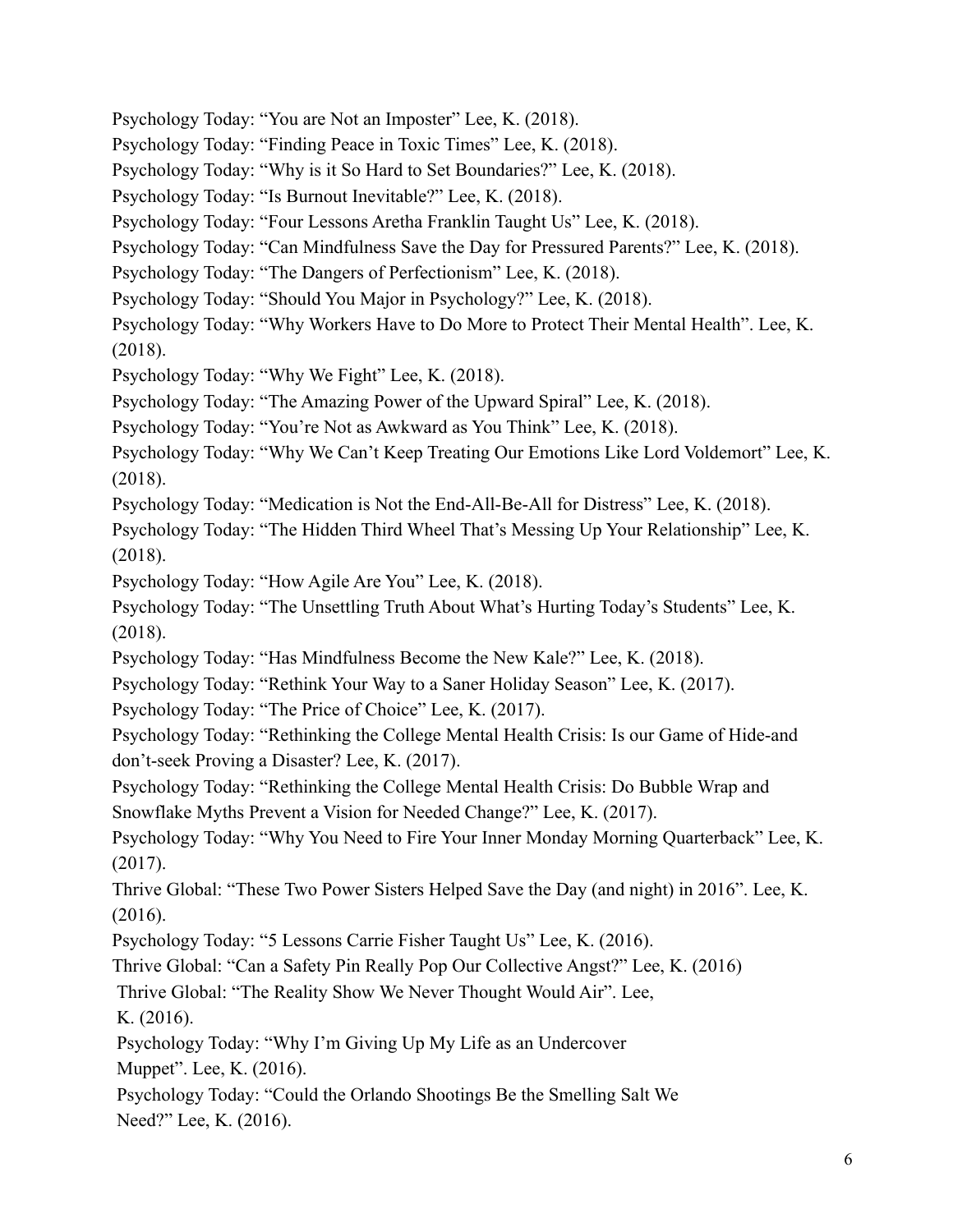Psychology Today: “You are Not an Imposter” Lee, K. (2018).

Psychology Today: “Finding Peace in Toxic Times” Lee, K. (2018).

Psychology Today: “Why is it So Hard to Set Boundaries?” Lee, K. (2018).

Psychology Today: “Is Burnout Inevitable?” Lee, K. (2018).

Psychology Today: “Four Lessons Aretha Franklin Taught Us” Lee, K. (2018).

Psychology Today: “Can Mindfulness Save the Day for Pressured Parents?” Lee, K. (2018).

Psychology Today: “The Dangers of Perfectionism” Lee, K. (2018).

Psychology Today: “Should You Major in Psychology?” Lee, K. (2018).

Psychology Today: “Why Workers Have to Do More to Protect Their Mental Health”. Lee, K. (2018).

Psychology Today: “Why We Fight” Lee, K. (2018).

Psychology Today: “The Amazing Power of the Upward Spiral” Lee, K. (2018).

Psychology Today: “You’re Not as Awkward as You Think” Lee, K. (2018).

Psychology Today: “Why We Can’t Keep Treating Our Emotions Like Lord Voldemort” Lee, K. (2018).

Psychology Today: “Medication is Not the End-All-Be-All for Distress” Lee, K. (2018).

Psychology Today: “The Hidden Third Wheel That’s Messing Up Your Relationship” Lee, K. (2018).

Psychology Today: “How Agile Are You” Lee, K. (2018).

Psychology Today: “The Unsettling Truth About What’s Hurting Today’s Students” Lee, K. (2018).

Psychology Today: “Has Mindfulness Become the New Kale?” Lee, K. (2018).

Psychology Today: “Rethink Your Way to a Saner Holiday Season” Lee, K. (2017).

Psychology Today: “The Price of Choice” Lee, K. (2017).

Psychology Today: “Rethinking the College Mental Health Crisis: Is our Game of Hide-and don’t-seek Proving a Disaster? Lee, K. (2017).

Psychology Today: “Rethinking the College Mental Health Crisis: Do Bubble Wrap and Snowflake Myths Prevent a Vision for Needed Change?” Lee, K. (2017).

Psychology Today: “Why You Need to Fire Your Inner Monday Morning Quarterback” Lee, K. (2017).

Thrive Global: “These Two Power Sisters Helped Save the Day (and night) in 2016”. Lee, K. (2016).

Psychology Today: “5 Lessons Carrie Fisher Taught Us” Lee, K. (2016).

Thrive Global: “Can a Safety Pin Really Pop Our Collective Angst?” Lee, K. (2016)

Thrive Global: “The Reality Show We Never Thought Would Air”. Lee, K. (2016).

Psychology Today: “Why I’m Giving Up My Life as an Undercover Muppet”. Lee, K. (2016).

Psychology Today: “Could the Orlando Shootings Be the Smelling Salt We Need?” Lee, K. (2016).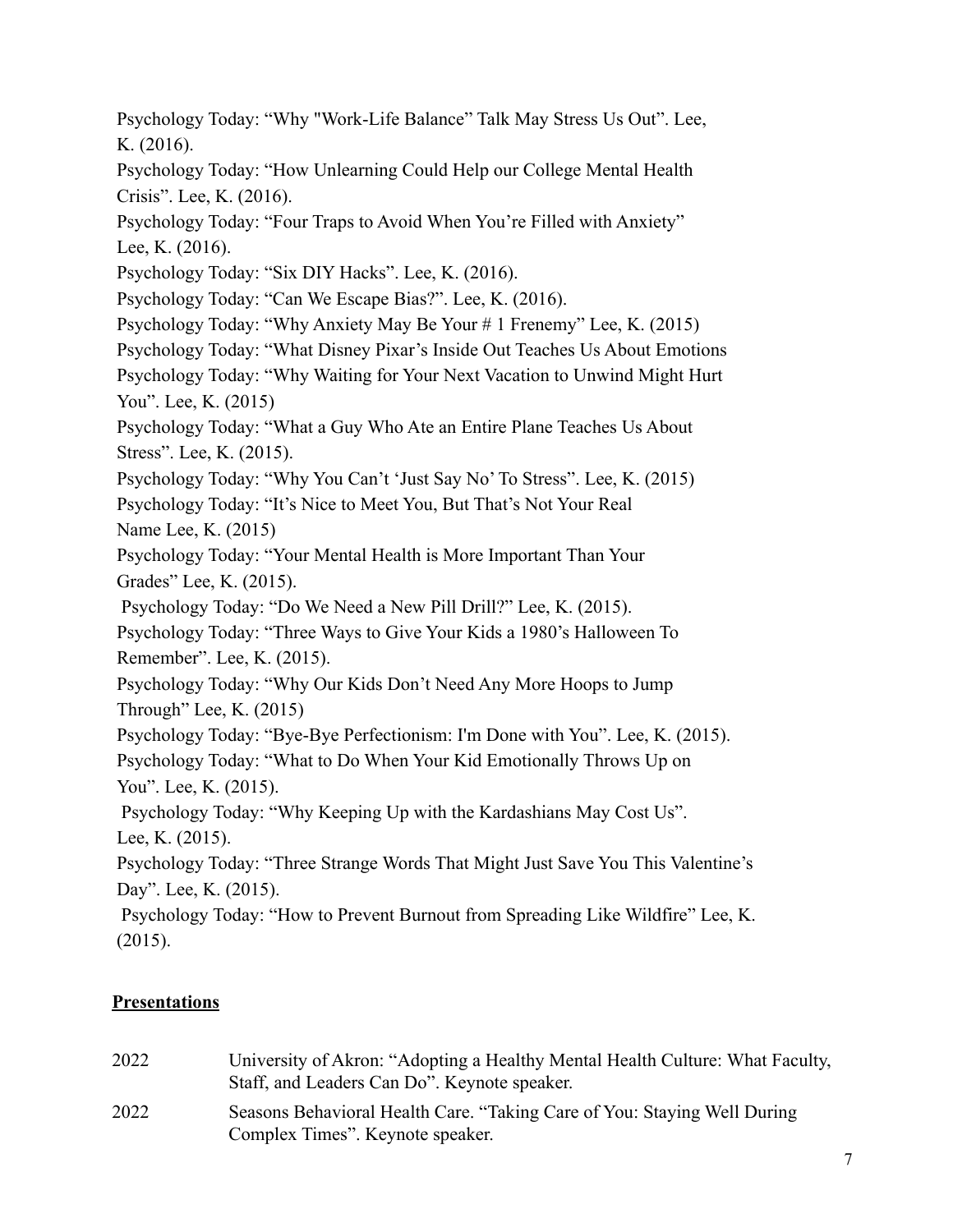Psychology Today: "Why "Work-Life Balance" Talk May Stress Us Out". Lee, K. (2016).

Psychology Today: "How Unlearning Could Help our College Mental Health Crisis". Lee, K. (2016).

Psychology Today: "Four Traps to Avoid When You're Filled with Anxiety" Lee, K. (2016).

Psychology Today: "Six DIY Hacks". Lee, K. (2016).

Psychology Today: "Can We Escape Bias?". Lee, K. (2016).

Psychology Today: "Why Anxiety May Be Your # 1 Frenemy" Lee, K. (2015)

Psychology Today: "What Disney Pixar's Inside Out Teaches Us About Emotions

Psychology Today: "Why Waiting for Your Next Vacation to Unwind Might Hurt You". Lee, K. (2015)

Psychology Today: "What a Guy Who Ate an Entire Plane Teaches Us About Stress". Lee, K. (2015).

Psychology Today: "Why You Can't 'Just Say No' To Stress". Lee, K. (2015)

Psychology Today: "It's Nice to Meet You, But That's Not Your Real Name Lee, K. (2015)

Psychology Today: "Your Mental Health is More Important Than Your Grades" Lee, K. (2015).

Psychology Today: "Do We Need a New Pill Drill?" Lee, K. (2015).

Psychology Today: "Three Ways to Give Your Kids a 1980's Halloween To Remember". Lee, K. (2015).

Psychology Today: "Why Our Kids Don't Need Any More Hoops to Jump Through" Lee, K. (2015)

Psychology Today: "Bye-Bye Perfectionism: I'm Done with You". Lee, K. (2015).

Psychology Today: "What to Do When Your Kid Emotionally Throws Up on You". Lee, K. (2015).

Psychology Today: "Why Keeping Up with the Kardashians May Cost Us". Lee, K. (2015).

Psychology Today: "Three Strange Words That Might Just Save You This Valentine's Day". Lee, K. (2015).

Psychology Today: "How to Prevent Burnout from Spreading Like Wildfire" Lee, K. (2015).

## Presentations

2022 University of Akron: "Adopting a Healthy Mental Health Culture: What Faculty, Staff, and Leaders Can Do". Keynote speaker.

2022 Seasons Behavioral Health Care. "Taking Care of You: Staying Well During Complex Times". Keynote speaker.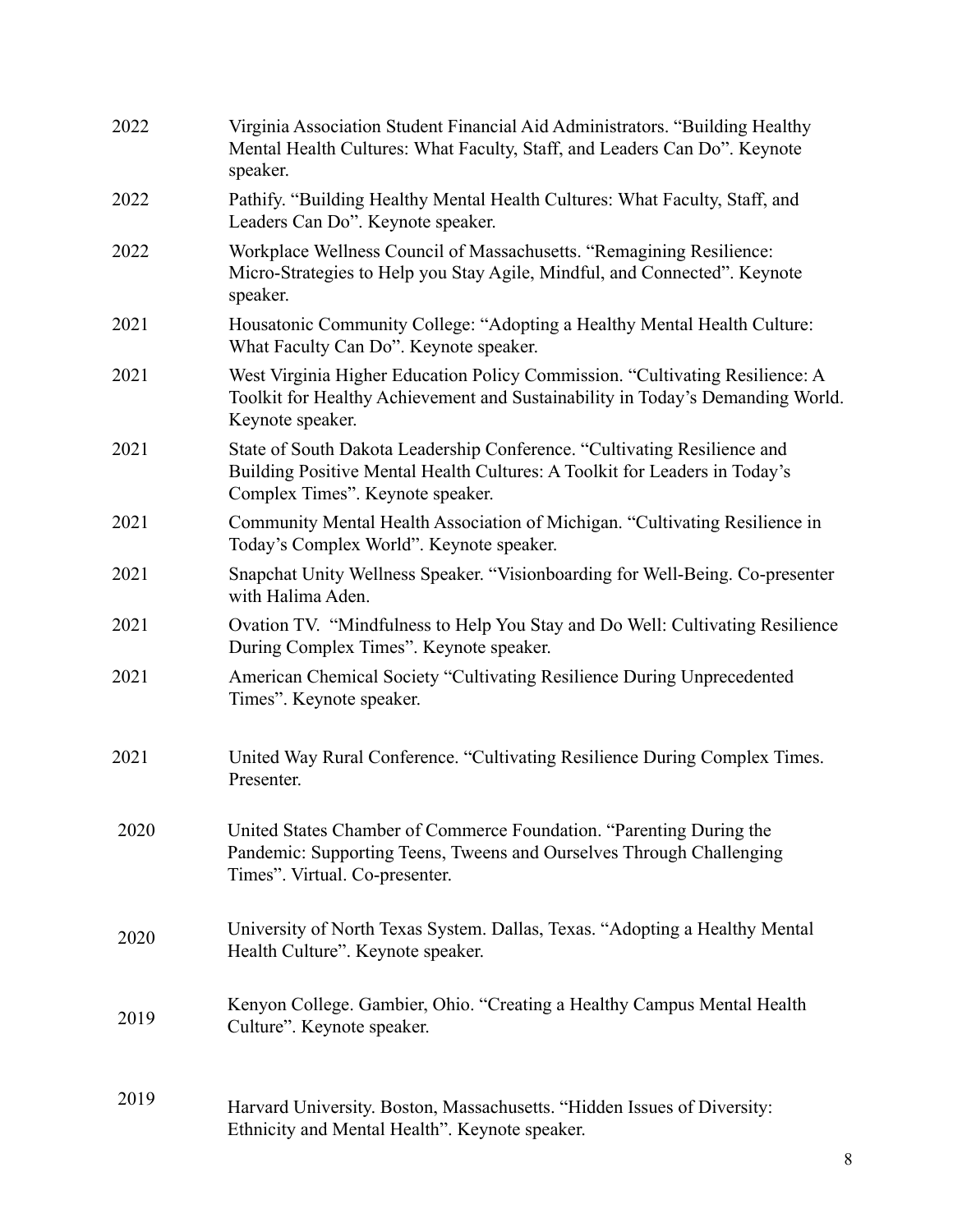2022 Virginia Association Student Financial Aid Administrators. “Building Healthy Mental Health Cultures: What Faculty, Staff, and Leaders Can Do”. Keynote speaker.

2022 Pathify. “Building Healthy Mental Health Cultures: What Faculty, Staff, and Leaders Can Do”. Keynote speaker.

2022 Workplace Wellness Council of Massachusetts. “Remagining Resilience: Micro-Strategies to Help you Stay Agile, Mindful, and Connected”. Keynote speaker.

2021 Housatonic Community College: “Adopting a Healthy Mental Health Culture: What Faculty Can Do”. Keynote speaker.

2021 West Virginia Higher Education Policy Commission. “Cultivating Resilience: A Toolkit for Healthy Achievement and Sustainability in Today’s Demanding World. Keynote speaker.

2021 State of South Dakota Leadership Conference. “Cultivating Resilience and Building Positive Mental Health Cultures: A Toolkit for Leaders in Today’s Complex Times”. Keynote speaker.

2021 Community Mental Health Association of Michigan. “Cultivating Resilience in Today’s Complex World”. Keynote speaker.

2021 Snapchat Unity Wellness Speaker. “Visionboarding for Well-Being. Co-presenter with Halima Aden.

2021 Ovation TV. “Mindfulness to Help You Stay and Do Well: Cultivating Resilience During Complex Times”. Keynote speaker.

2021 American Chemical Society “Cultivating Resilience During Unprecedented Times”. Keynote speaker.

2021 United Way Rural Conference. “Cultivating Resilience During Complex Times. Presenter.

2020 United States Chamber of Commerce Foundation. “Parenting During the Pandemic: Supporting Teens, Tweens and Ourselves Through Challenging Times”. Virtual. Co-presenter.

2020 University of North Texas System. Dallas, Texas. “Adopting a Healthy Mental Health Culture”. Keynote speaker.

2019 Kenyon College. Gambier, Ohio. “Creating a Healthy Campus Mental Health Culture”. Keynote speaker.

2019 Harvard University. Boston, Massachusetts. “Hidden Issues of Diversity: Ethnicity and Mental Health”. Keynote speaker.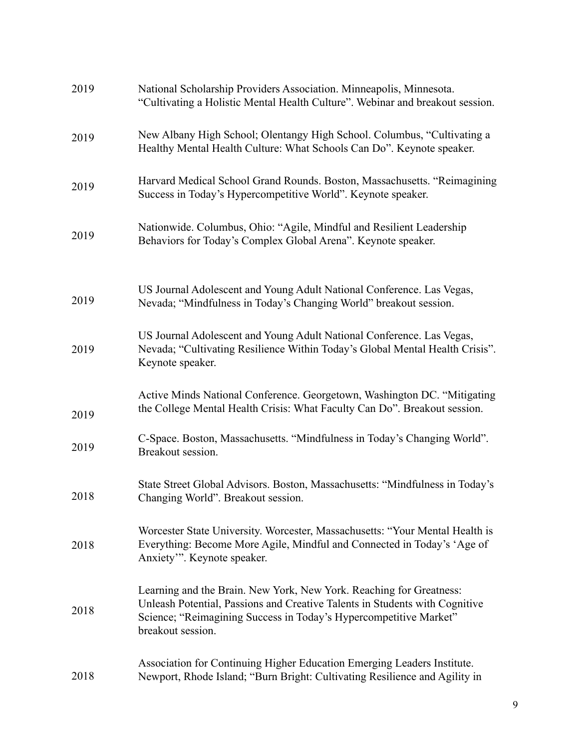2019 National Scholarship Providers Association. Minneapolis, Minnesota. “Cultivating a Holistic Mental Health Culture”. Webinar and breakout session.

2019 New Albany High School; Olentangy High School. Columbus, “Cultivating a Healthy Mental Health Culture: What Schools Can Do”. Keynote speaker.

2019 Harvard Medical School Grand Rounds. Boston, Massachusetts. “Reimagining Success in Today’s Hypercompetitive World”. Keynote speaker.

2019 Nationwide. Columbus, Ohio: “Agile, Mindful and Resilient Leadership Behaviors for Today’s Complex Global Arena”. Keynote speaker.

2019 US Journal Adolescent and Young Adult National Conference. Las Vegas, Nevada; “Mindfulness in Today’s Changing World” breakout session.

2019 US Journal Adolescent and Young Adult National Conference. Las Vegas, Nevada; “Cultivating Resilience Within Today’s Global Mental Health Crisis”. Keynote speaker.

2019 Active Minds National Conference. Georgetown, Washington DC. “Mitigating the College Mental Health Crisis: What Faculty Can Do”. Breakout session.

2019 C-Space. Boston, Massachusetts. “Mindfulness in Today’s Changing World”. Breakout session.

2018 State Street Global Advisors. Boston, Massachusetts: “Mindfulness in Today’s Changing World”. Breakout session.

2018 Worcester State University. Worcester, Massachusetts: “Your Mental Health is Everything: Become More Agile, Mindful and Connected in Today’s ‘Age of Anxiety’”. Keynote speaker.

2018 Learning and the Brain. New York, New York. Reaching for Greatness: Unleash Potential, Passions and Creative Talents in Students with Cognitive Science; “Reimagining Success in Today’s Hypercompetitive Market” breakout session.

2018 Association for Continuing Higher Education Emerging Leaders Institute. Newport, Rhode Island; “Burn Bright: Cultivating Resilience and Agility in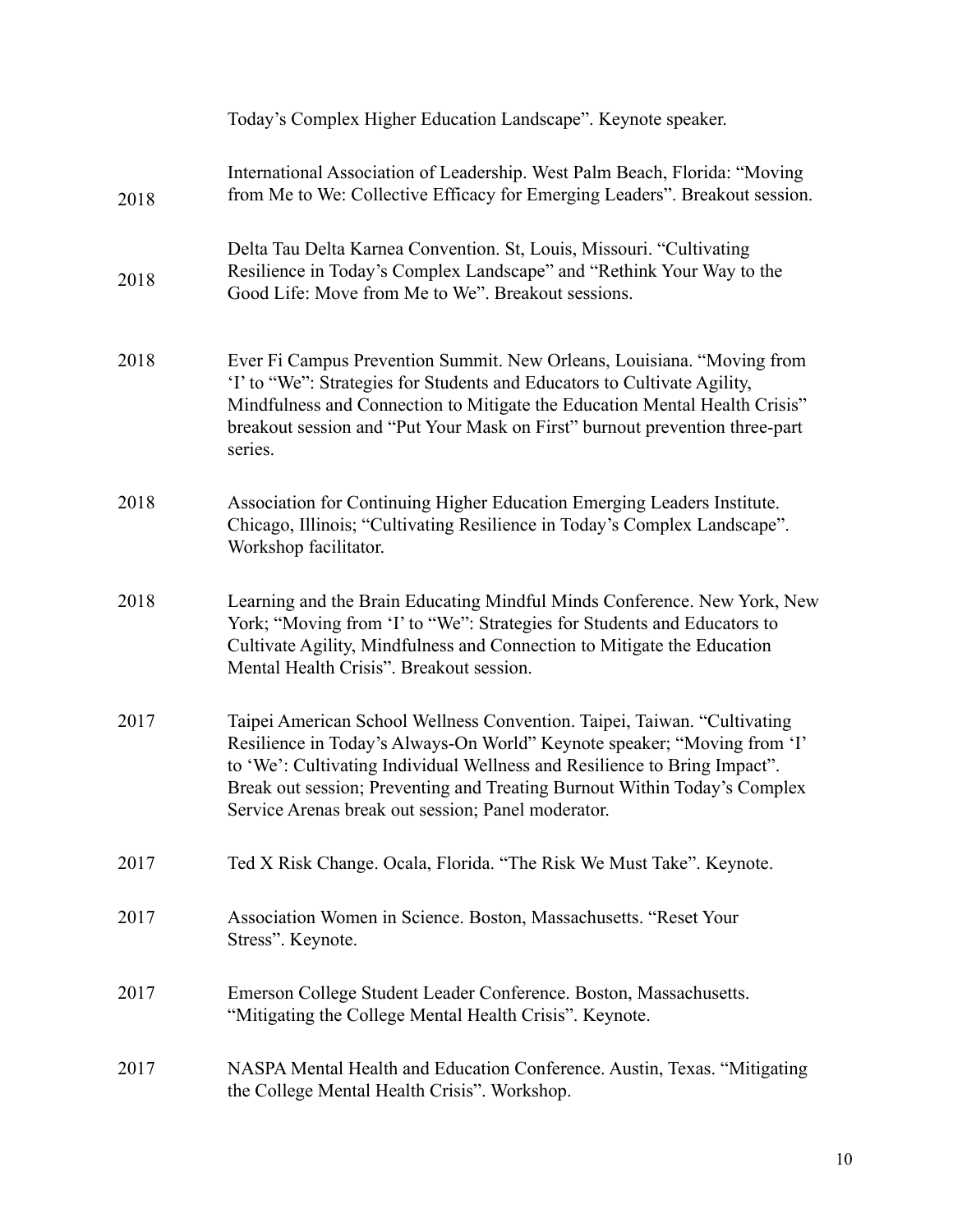Today's Complex Higher Education Landscape". Keynote speaker.

2018 International Association of Leadership. West Palm Beach, Florida: "Moving from Me to We: Collective Efficacy for Emerging Leaders". Breakout session.

2018 Delta Tau Delta Karnea Convention. St, Louis, Missouri. "Cultivating Resilience in Today's Complex Landscape" and "Rethink Your Way to the Good Life: Move from Me to We". Breakout sessions.

2018 Ever Fi Campus Prevention Summit. New Orleans, Louisiana. "Moving from 'I' to "We": Strategies for Students and Educators to Cultivate Agility, Mindfulness and Connection to Mitigate the Education Mental Health Crisis" breakout session and "Put Your Mask on First" burnout prevention three-part series.

2018 Association for Continuing Higher Education Emerging Leaders Institute. Chicago, Illinois; "Cultivating Resilience in Today's Complex Landscape". Workshop facilitator.

2018 Learning and the Brain Educating Mindful Minds Conference. New York, New York; "Moving from 'I' to "We": Strategies for Students and Educators to Cultivate Agility, Mindfulness and Connection to Mitigate the Education Mental Health Crisis". Breakout session.

2017 Taipei American School Wellness Convention. Taipei, Taiwan. "Cultivating Resilience in Today's Always-On World" Keynote speaker; "Moving from 'I' to 'We': Cultivating Individual Wellness and Resilience to Bring Impact". Break out session; Preventing and Treating Burnout Within Today's Complex Service Arenas break out session; Panel moderator.

2017 Ted X Risk Change. Ocala, Florida. "The Risk We Must Take". Keynote.

2017 Association Women in Science. Boston, Massachusetts. "Reset Your Stress". Keynote.

2017 Emerson College Student Leader Conference. Boston, Massachusetts. "Mitigating the College Mental Health Crisis". Keynote.

2017 NASPA Mental Health and Education Conference. Austin, Texas. "Mitigating the College Mental Health Crisis". Workshop.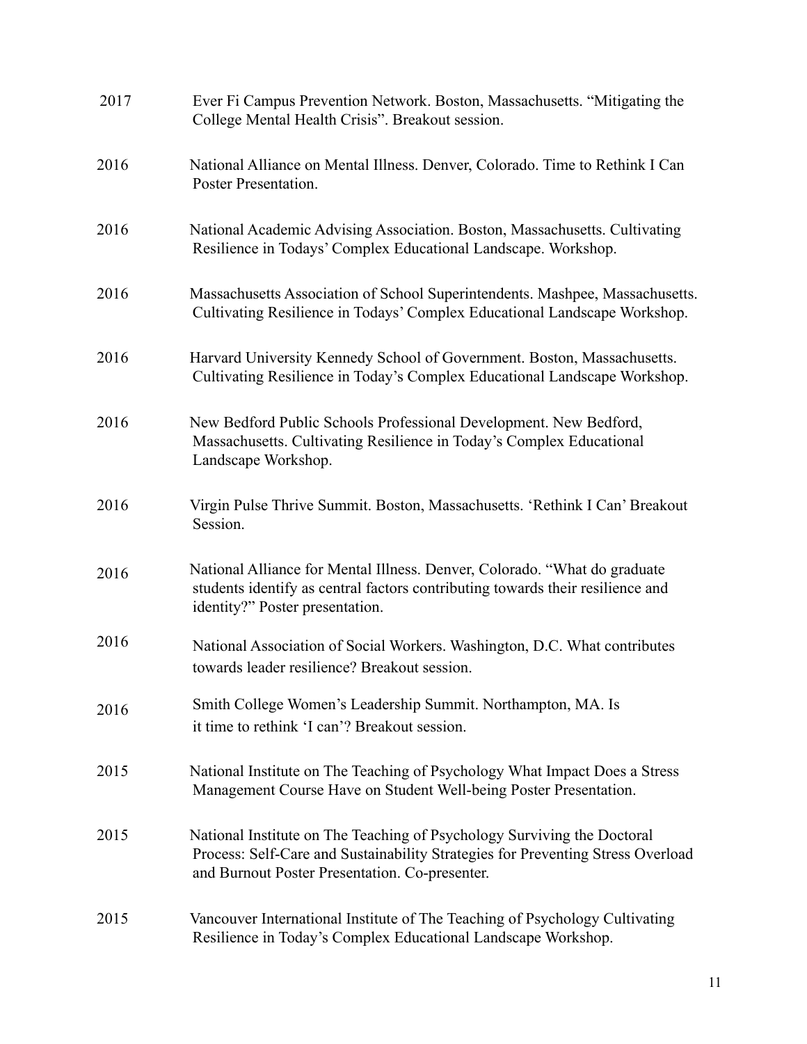2017 Ever Fi Campus Prevention Network. Boston, Massachusetts. "Mitigating the College Mental Health Crisis". Breakout session.

2016 National Alliance on Mental Illness. Denver, Colorado. Time to Rethink I Can Poster Presentation.

2016 National Academic Advising Association. Boston, Massachusetts. Cultivating Resilience in Todays' Complex Educational Landscape. Workshop.

2016 Massachusetts Association of School Superintendents. Mashpee, Massachusetts. Cultivating Resilience in Todays' Complex Educational Landscape Workshop.

2016 Harvard University Kennedy School of Government. Boston, Massachusetts. Cultivating Resilience in Today's Complex Educational Landscape Workshop.

2016 New Bedford Public Schools Professional Development. New Bedford, Massachusetts. Cultivating Resilience in Today's Complex Educational Landscape Workshop.

2016 Virgin Pulse Thrive Summit. Boston, Massachusetts. 'Rethink I Can' Breakout Session.

2016 National Alliance for Mental Illness. Denver, Colorado. "What do graduate students identify as central factors contributing towards their resilience and identity?" Poster presentation.

2016 National Association of Social Workers. Washington, D.C. What contributes towards leader resilience? Breakout session.

2016 Smith College Women's Leadership Summit. Northampton, MA. Is it time to rethink 'I can'? Breakout session.

2015 National Institute on The Teaching of Psychology What Impact Does a Stress Management Course Have on Student Well-being Poster Presentation.

2015 National Institute on The Teaching of Psychology Surviving the Doctoral Process: Self-Care and Sustainability Strategies for Preventing Stress Overload and Burnout Poster Presentation. Co-presenter.

2015 Vancouver International Institute of The Teaching of Psychology Cultivating Resilience in Today's Complex Educational Landscape Workshop.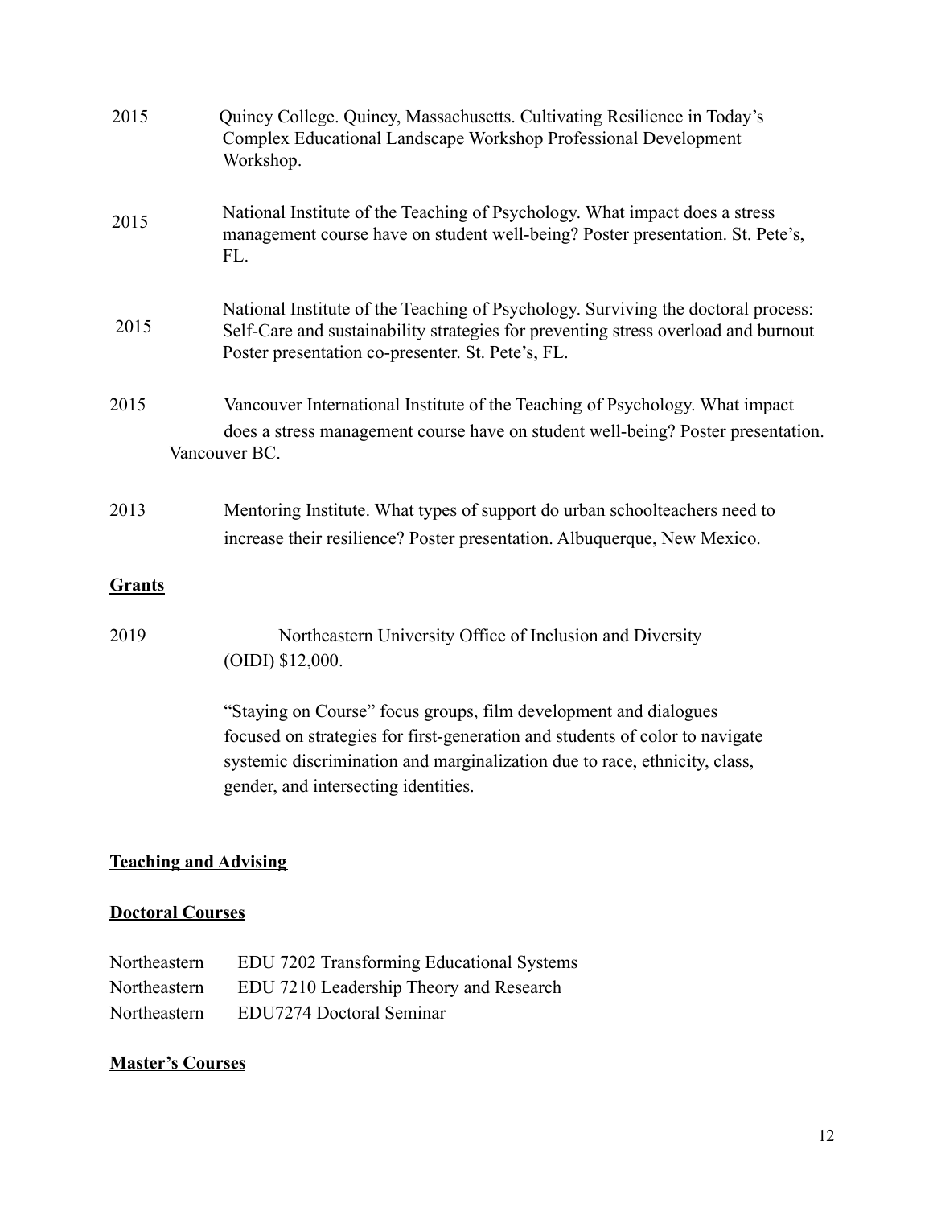2015 Quincy College. Quincy, Massachusetts. Cultivating Resilience in Today's Complex Educational Landscape Workshop Professional Development Workshop.

2015 National Institute of the Teaching of Psychology. What impact does a stress management course have on student well-being? Poster presentation. St. Pete's, FL.

2015 National Institute of the Teaching of Psychology. Surviving the doctoral process: Self-Care and sustainability strategies for preventing stress overload and burnout Poster presentation co-presenter. St. Pete's, FL.

2015 Vancouver International Institute of the Teaching of Psychology. What impact does a stress management course have on student well-being? Poster presentation. Vancouver BC.

2013 Mentoring Institute. What types of support do urban schoolteachers need to increase their resilience? Poster presentation. Albuquerque, New Mexico.

## Grants

2019 Northeastern University Office of Inclusion and Diversity (OIDI) $12,000.

"Staying on Course" focus groups, film development and dialogues focused on strategies for first-generation and students of color to navigate systemic discrimination and marginalization due to race, ethnicity, class, gender, and intersecting identities.

## Teaching and Advising

### Doctoral Courses

Northeastern EDU 7202 Transforming Educational Systems
Northeastern EDU 7210 Leadership Theory and Research
Northeastern EDU7274 Doctoral Seminar

### Master's Courses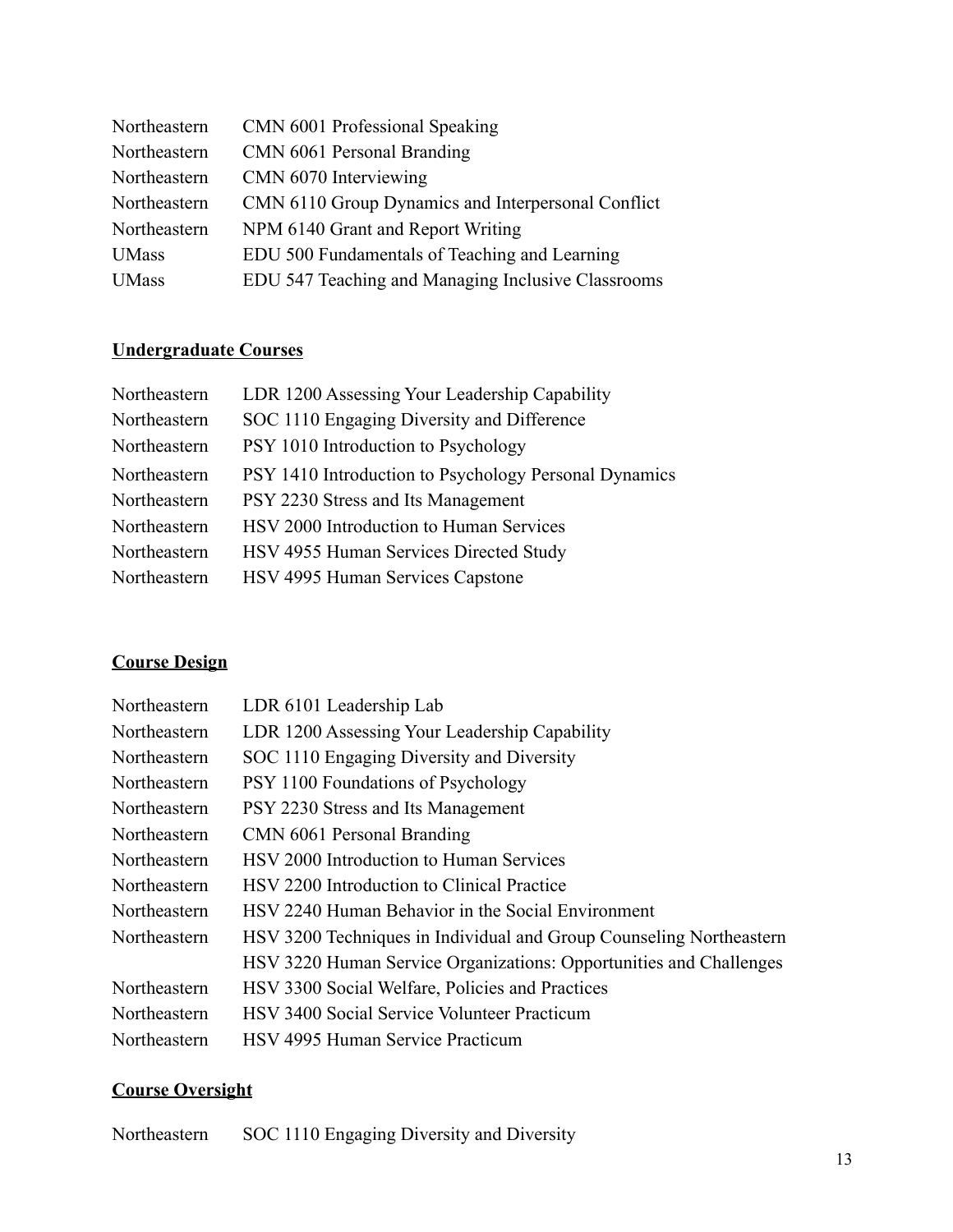| | |
|---|---|
| Northeastern | CMN 6001 Professional Speaking |
| Northeastern | CMN 6061 Personal Branding |
| Northeastern | CMN 6070 Interviewing |
| Northeastern | CMN 6110 Group Dynamics and Interpersonal Conflict |
| Northeastern | NPM 6140 Grant and Report Writing |
| UMass | EDU 500 Fundamentals of Teaching and Learning |
| UMass | EDU 547 Teaching and Managing Inclusive Classrooms |

**Undergraduate Courses**

| | |
|---|---|
| Northeastern | LDR 1200 Assessing Your Leadership Capability |
| Northeastern | SOC 1110 Engaging Diversity and Difference |
| Northeastern | PSY 1010 Introduction to Psychology |
| Northeastern | PSY 1410 Introduction to Psychology Personal Dynamics |
| Northeastern | PSY 2230 Stress and Its Management |
| Northeastern | HSV 2000 Introduction to Human Services |
| Northeastern | HSV 4955 Human Services Directed Study |
| Northeastern | HSV 4995 Human Services Capstone |

**Course Design**

| | |
|---|---|
| Northeastern | LDR 6101 Leadership Lab |
| Northeastern | LDR 1200 Assessing Your Leadership Capability |
| Northeastern | SOC 1110 Engaging Diversity and Diversity |
| Northeastern | PSY 1100 Foundations of Psychology |
| Northeastern | PSY 2230 Stress and Its Management |
| Northeastern | CMN 6061 Personal Branding |
| Northeastern | HSV 2000 Introduction to Human Services |
| Northeastern | HSV 2200 Introduction to Clinical Practice |
| Northeastern | HSV 2240 Human Behavior in the Social Environment |
| Northeastern | HSV 3200 Techniques in Individual and Group Counseling Northeastern |
| | HSV 3220 Human Service Organizations: Opportunities and Challenges |
| Northeastern | HSV 3300 Social Welfare, Policies and Practices |
| Northeastern | HSV 3400 Social Service Volunteer Practicum |
| Northeastern | HSV 4995 Human Service Practicum |

**Course Oversight**

| | |
|---|---|
| Northeastern | SOC 1110 Engaging Diversity and Diversity |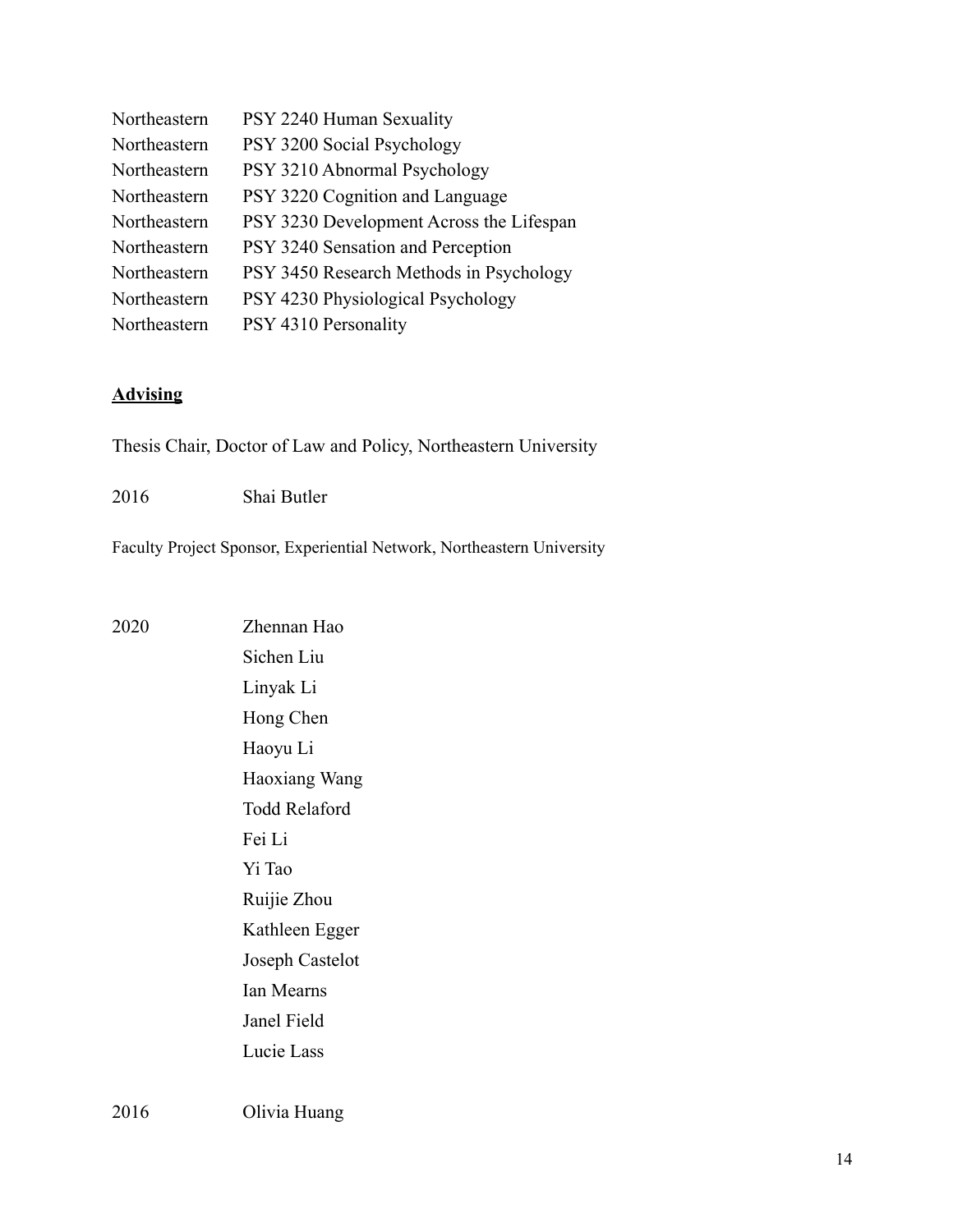| | |
|---|---|
| Northeastern | PSY 2240 Human Sexuality |
| Northeastern | PSY 3200 Social Psychology |
| Northeastern | PSY 3210 Abnormal Psychology |
| Northeastern | PSY 3220 Cognition and Language |
| Northeastern | PSY 3230 Development Across the Lifespan |
| Northeastern | PSY 3240 Sensation and Perception |
| Northeastern | PSY 3450 Research Methods in Psychology |
| Northeastern | PSY 4230 Physiological Psychology |
| Northeastern | PSY 4310 Personality |

## Advising

Thesis Chair, Doctor of Law and Policy, Northeastern University

2016 Shai Butler

Faculty Project Sponsor, Experiential Network, Northeastern University

2020 Zhennan Hao
Sichen Liu
Linyak Li
Hong Chen
Haoyu Li
Haoxiang Wang
Todd Relaford
Fei Li
Yi Tao
Ruijie Zhou
Kathleen Egger
Joseph Castelot
Ian Mearns
Janel Field
Lucie Lass

2016 Olivia Huang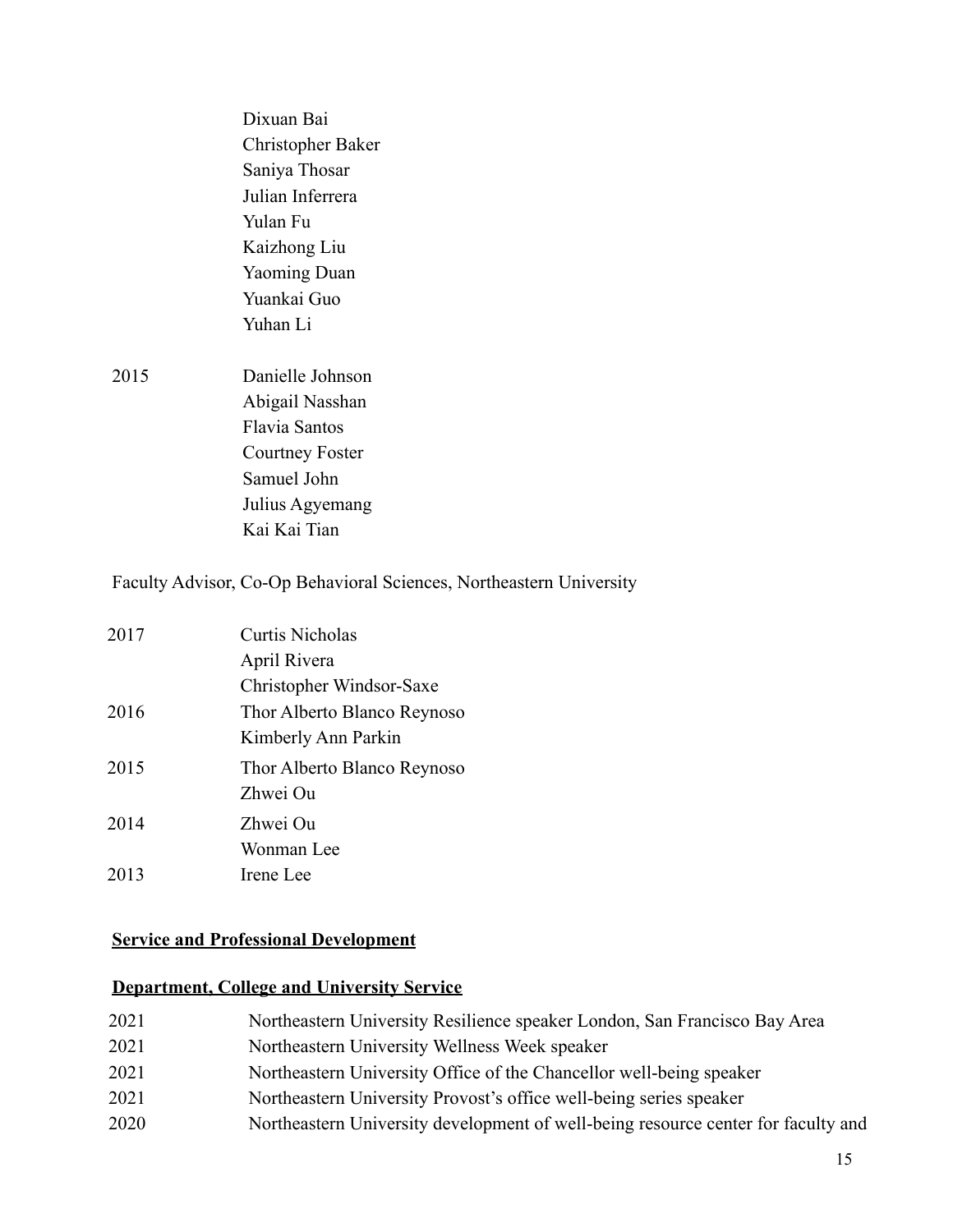| | |
|---|---|
| | Dixuan Bai |
| | Christopher Baker |
| | Saniya Thosar |
| | Julian Inferrera |
| | Yulan Fu |
| | Kaizhong Liu |
| | Yaoming Duan |
| | Yuankai Guo |
| | Yuhan Li |
| 2015 | Danielle Johnson |
| | Abigail Nasshan |
| | Flavia Santos |
| | Courtney Foster |
| | Samuel John |
| | Julius Agyemang |
| | Kai Kai Tian |

Faculty Advisor, Co-Op Behavioral Sciences, Northeastern University

| | |
|---|---|
| 2017 | Curtis Nicholas |
| | April Rivera |
| | Christopher Windsor-Saxe |
| 2016 | Thor Alberto Blanco Reynoso |
| | Kimberly Ann Parkin |
| 2015 | Thor Alberto Blanco Reynoso |
| | Zhwei Ou |
| 2014 | Zhwei Ou |
| | Wonman Lee |
| 2013 | Irene Lee |

**Service and Professional Development**

**Department, College and University Service**

| | |
|---|---|
| 2021 | Northeastern University Resilience speaker London, San Francisco Bay Area |
| 2021 | Northeastern University Wellness Week speaker |
| 2021 | Northeastern University Office of the Chancellor well-being speaker |
| 2021 | Northeastern University Provost's office well-being series speaker |
| 2020 | Northeastern University development of well-being resource center for faculty and |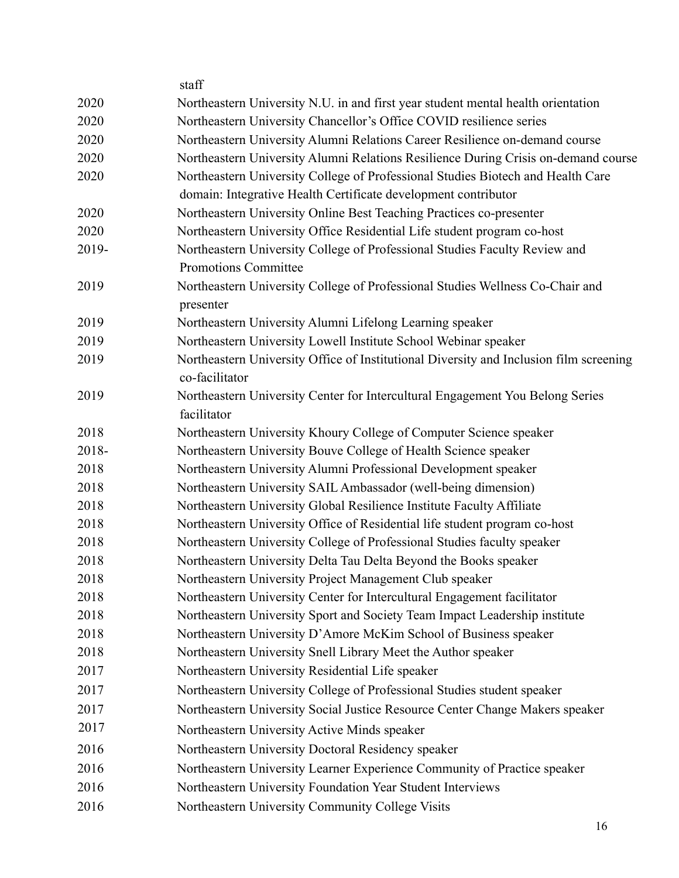staff

| | |
|---|---|
| 2020 | Northeastern University N.U. in and first year student mental health orientation |
| 2020 | Northeastern University Chancellor's Office COVID resilience series |
| 2020 | Northeastern University Alumni Relations Career Resilience on-demand course |
| 2020 | Northeastern University Alumni Relations Resilience During Crisis on-demand course |
| 2020 | Northeastern University College of Professional Studies Biotech and Health Care domain: Integrative Health Certificate development contributor |
| 2020 | Northeastern University Online Best Teaching Practices co-presenter |
| 2020 | Northeastern University Office Residential Life student program co-host |
| 2019- | Northeastern University College of Professional Studies Faculty Review and Promotions Committee |
| 2019 | Northeastern University College of Professional Studies Wellness Co-Chair and presenter |
| 2019 | Northeastern University Alumni Lifelong Learning speaker |
| 2019 | Northeastern University Lowell Institute School Webinar speaker |
| 2019 | Northeastern University Office of Institutional Diversity and Inclusion film screening co-facilitator |
| 2019 | Northeastern University Center for Intercultural Engagement You Belong Series facilitator |
| 2018 | Northeastern University Khoury College of Computer Science speaker |
| 2018- | Northeastern University Bouve College of Health Science speaker |
| 2018 | Northeastern University Alumni Professional Development speaker |
| 2018 | Northeastern University SAIL Ambassador (well-being dimension) |
| 2018 | Northeastern University Global Resilience Institute Faculty Affiliate |
| 2018 | Northeastern University Office of Residential life student program co-host |
| 2018 | Northeastern University College of Professional Studies faculty speaker |
| 2018 | Northeastern University Delta Tau Delta Beyond the Books speaker |
| 2018 | Northeastern University Project Management Club speaker |
| 2018 | Northeastern University Center for Intercultural Engagement facilitator |
| 2018 | Northeastern University Sport and Society Team Impact Leadership institute |
| 2018 | Northeastern University D'Amore McKim School of Business speaker |
| 2018 | Northeastern University Snell Library Meet the Author speaker |
| 2017 | Northeastern University Residential Life speaker |
| 2017 | Northeastern University College of Professional Studies student speaker |
| 2017 | Northeastern University Social Justice Resource Center Change Makers speaker |
| 2017 | Northeastern University Active Minds speaker |
| 2016 | Northeastern University Doctoral Residency speaker |
| 2016 | Northeastern University Learner Experience Community of Practice speaker |
| 2016 | Northeastern University Foundation Year Student Interviews |
| 2016 | Northeastern University Community College Visits |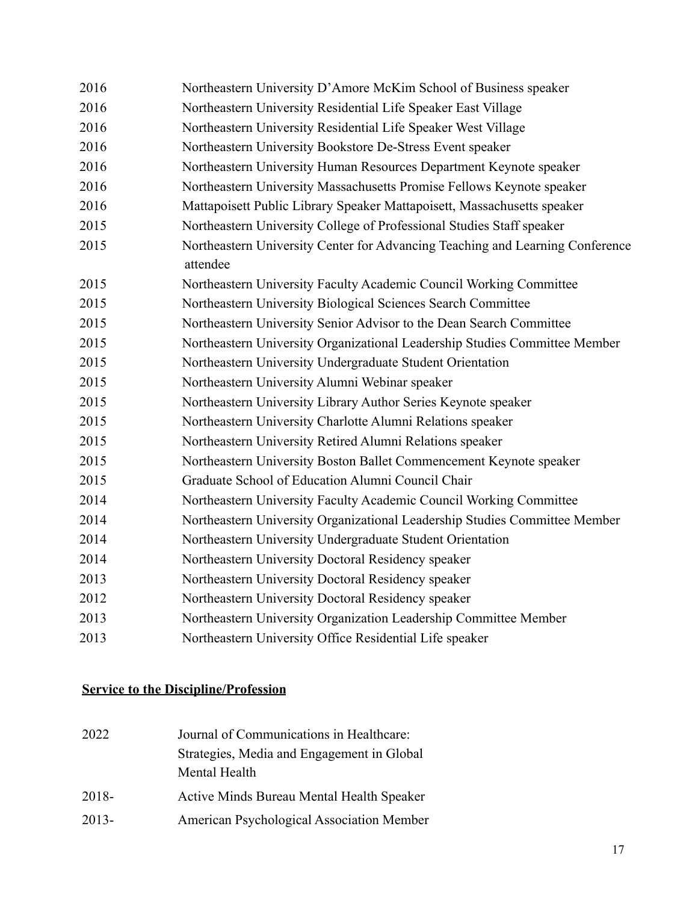2016 Northeastern University D'Amore McKim School of Business speaker
2016 Northeastern University Residential Life Speaker East Village
2016 Northeastern University Residential Life Speaker West Village
2016 Northeastern University Bookstore De-Stress Event speaker
2016 Northeastern University Human Resources Department Keynote speaker
2016 Northeastern University Massachusetts Promise Fellows Keynote speaker
2016 Mattapoisett Public Library Speaker Mattapoisett, Massachusetts speaker
2015 Northeastern University College of Professional Studies Staff speaker
2015 Northeastern University Center for Advancing Teaching and Learning Conference attendee
2015 Northeastern University Faculty Academic Council Working Committee
2015 Northeastern University Biological Sciences Search Committee
2015 Northeastern University Senior Advisor to the Dean Search Committee
2015 Northeastern University Organizational Leadership Studies Committee Member
2015 Northeastern University Undergraduate Student Orientation
2015 Northeastern University Alumni Webinar speaker
2015 Northeastern University Library Author Series Keynote speaker
2015 Northeastern University Charlotte Alumni Relations speaker
2015 Northeastern University Retired Alumni Relations speaker
2015 Northeastern University Boston Ballet Commencement Keynote speaker
2015 Graduate School of Education Alumni Council Chair
2014 Northeastern University Faculty Academic Council Working Committee
2014 Northeastern University Organizational Leadership Studies Committee Member
2014 Northeastern University Undergraduate Student Orientation
2014 Northeastern University Doctoral Residency speaker
2013 Northeastern University Doctoral Residency speaker
2012 Northeastern University Doctoral Residency speaker
2013 Northeastern University Organization Leadership Committee Member
2013 Northeastern University Office Residential Life speaker

**Service to the Discipline/Profession**

2022 Journal of Communications in Healthcare: Strategies, Media and Engagement in Global Mental Health
2018- Active Minds Bureau Mental Health Speaker
2013- American Psychological Association Member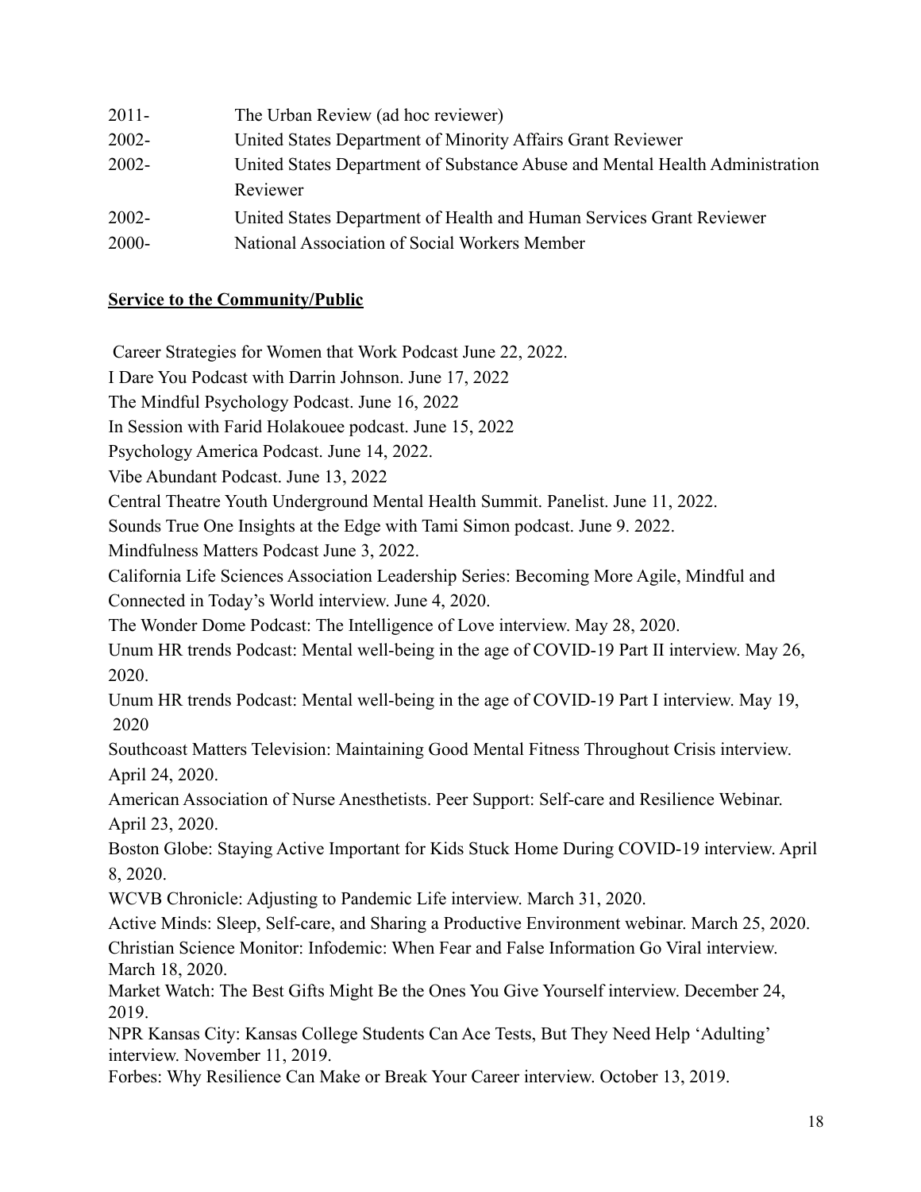| | |
|---|---|
| 2011- | The Urban Review (ad hoc reviewer) |
| 2002- | United States Department of Minority Affairs Grant Reviewer |
| 2002- | United States Department of Substance Abuse and Mental Health Administration Reviewer |
| 2002- | United States Department of Health and Human Services Grant Reviewer |
| 2000- | National Association of Social Workers Member |

**Service to the Community/Public**

Career Strategies for Women that Work Podcast June 22, 2022.

I Dare You Podcast with Darrin Johnson. June 17, 2022

The Mindful Psychology Podcast. June 16, 2022

In Session with Farid Holakouee podcast. June 15, 2022

Psychology America Podcast. June 14, 2022.

Vibe Abundant Podcast. June 13, 2022

Central Theatre Youth Underground Mental Health Summit. Panelist. June 11, 2022.

Sounds True One Insights at the Edge with Tami Simon podcast. June 9. 2022.

Mindfulness Matters Podcast June 3, 2022.

California Life Sciences Association Leadership Series: Becoming More Agile, Mindful and Connected in Today's World interview. June 4, 2020.

The Wonder Dome Podcast: The Intelligence of Love interview. May 28, 2020.

Unum HR trends Podcast: Mental well-being in the age of COVID-19 Part II interview. May 26, 2020.

Unum HR trends Podcast: Mental well-being in the age of COVID-19 Part I interview. May 19, 2020

Southcoast Matters Television: Maintaining Good Mental Fitness Throughout Crisis interview. April 24, 2020.

American Association of Nurse Anesthetists. Peer Support: Self-care and Resilience Webinar. April 23, 2020.

Boston Globe: Staying Active Important for Kids Stuck Home During COVID-19 interview. April 8, 2020.

WCVB Chronicle: Adjusting to Pandemic Life interview. March 31, 2020.

Active Minds: Sleep, Self-care, and Sharing a Productive Environment webinar. March 25, 2020.

Christian Science Monitor: Infodemic: When Fear and False Information Go Viral interview. March 18, 2020.

Market Watch: The Best Gifts Might Be the Ones You Give Yourself interview. December 24, 2019.

NPR Kansas City: Kansas College Students Can Ace Tests, But They Need Help 'Adulting' interview. November 11, 2019.

Forbes: Why Resilience Can Make or Break Your Career interview. October 13, 2019.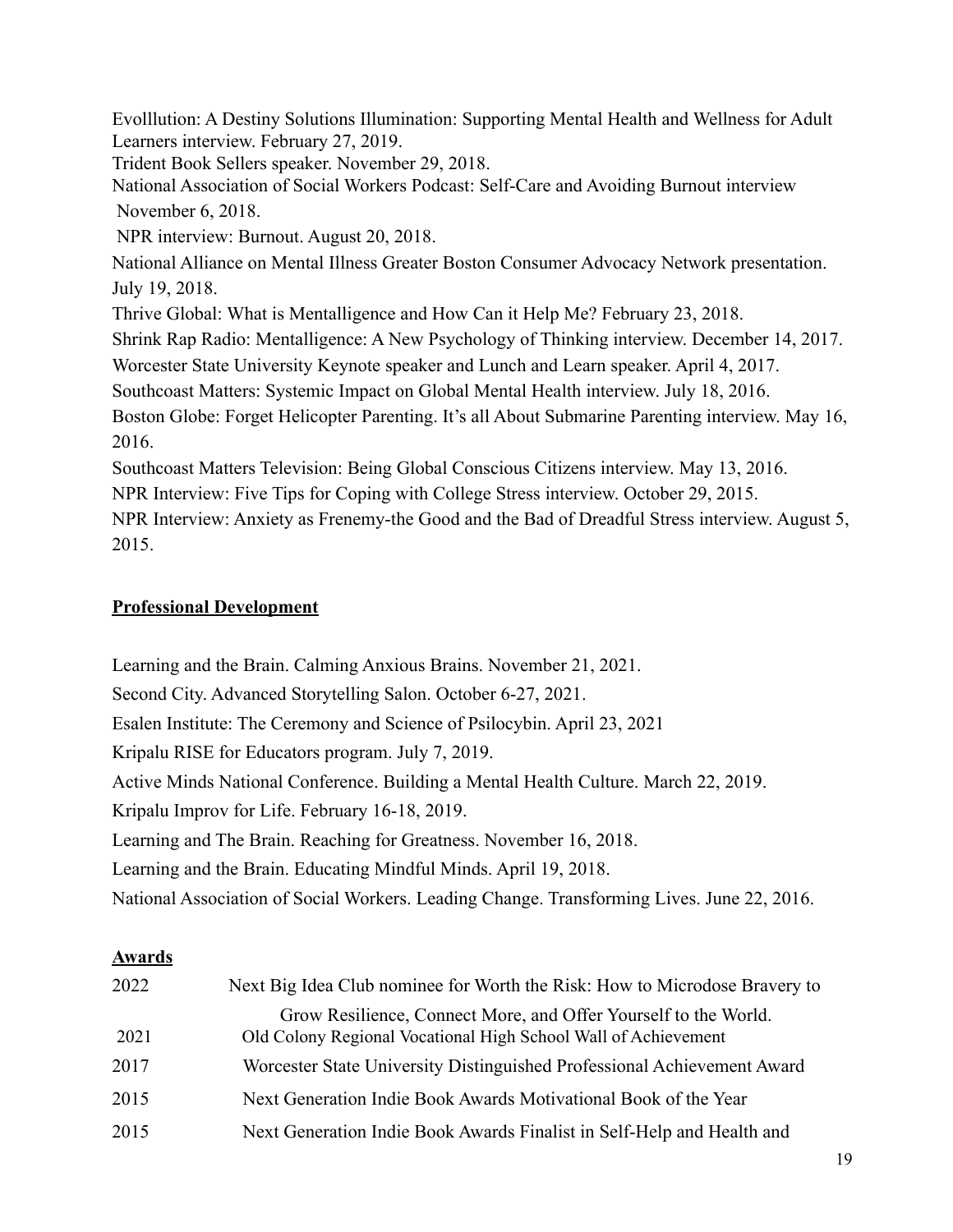Evolllution: A Destiny Solutions Illumination: Supporting Mental Health and Wellness for Adult Learners interview. February 27, 2019.

Trident Book Sellers speaker. November 29, 2018.

National Association of Social Workers Podcast: Self-Care and Avoiding Burnout interview November 6, 2018.

NPR interview: Burnout. August 20, 2018.

National Alliance on Mental Illness Greater Boston Consumer Advocacy Network presentation. July 19, 2018.

Thrive Global: What is Mentalligence and How Can it Help Me? February 23, 2018.

Shrink Rap Radio: Mentalligence: A New Psychology of Thinking interview. December 14, 2017.

Worcester State University Keynote speaker and Lunch and Learn speaker. April 4, 2017.

Southcoast Matters: Systemic Impact on Global Mental Health interview. July 18, 2016.

Boston Globe: Forget Helicopter Parenting. It's all About Submarine Parenting interview. May 16, 2016.

Southcoast Matters Television: Being Global Conscious Citizens interview. May 13, 2016.

NPR Interview: Five Tips for Coping with College Stress interview. October 29, 2015.

NPR Interview: Anxiety as Frenemy-the Good and the Bad of Dreadful Stress interview. August 5, 2015.

**Professional Development**

Learning and the Brain. Calming Anxious Brains. November 21, 2021.

Second City. Advanced Storytelling Salon. October 6-27, 2021.

Esalen Institute: The Ceremony and Science of Psilocybin. April 23, 2021

Kripalu RISE for Educators program. July 7, 2019.

Active Minds National Conference. Building a Mental Health Culture. March 22, 2019.

Kripalu Improv for Life. February 16-18, 2019.

Learning and The Brain. Reaching for Greatness. November 16, 2018.

Learning and the Brain. Educating Mindful Minds. April 19, 2018.

National Association of Social Workers. Leading Change. Transforming Lives. June 22, 2016.

**Awards**

2022 Next Big Idea Club nominee for Worth the Risk: How to Microdose Bravery to Grow Resilience, Connect More, and Offer Yourself to the World.

2021 Old Colony Regional Vocational High School Wall of Achievement

2017 Worcester State University Distinguished Professional Achievement Award

2015 Next Generation Indie Book Awards Motivational Book of the Year

2015 Next Generation Indie Book Awards Finalist in Self-Help and Health and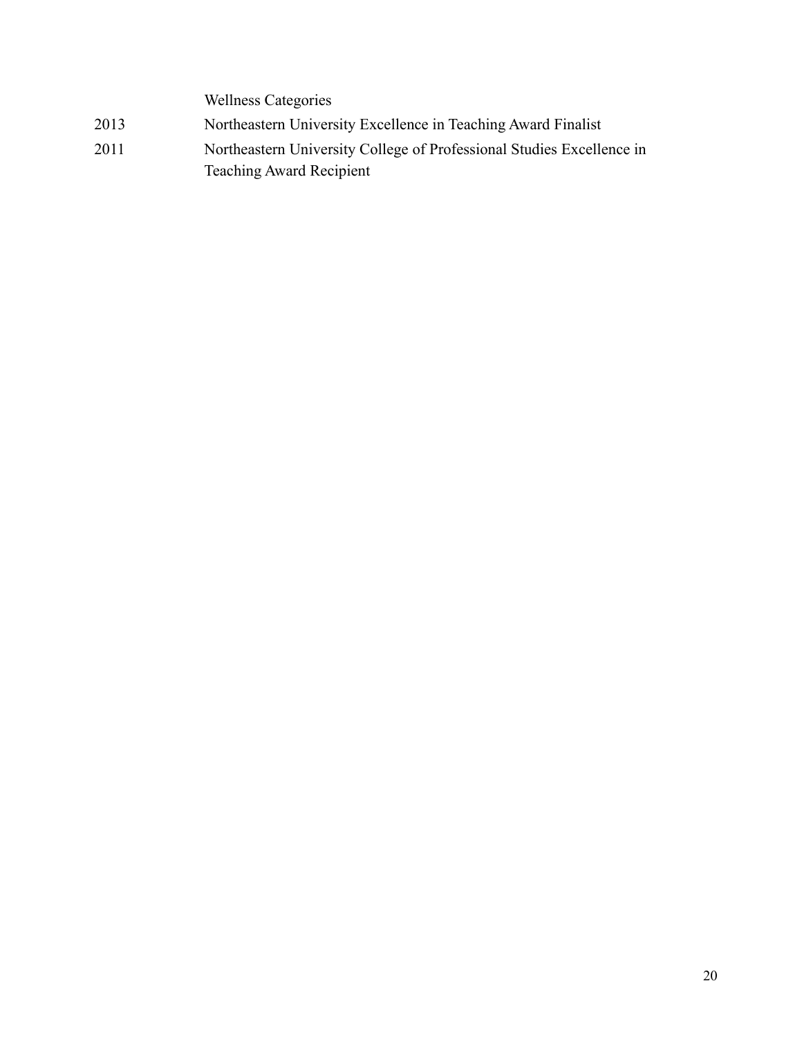| | |
|---|---|
| | Wellness Categories |
| 2013 | Northeastern University Excellence in Teaching Award Finalist |
| 2011 | Northeastern University College of Professional Studies Excellence in Teaching Award Recipient |